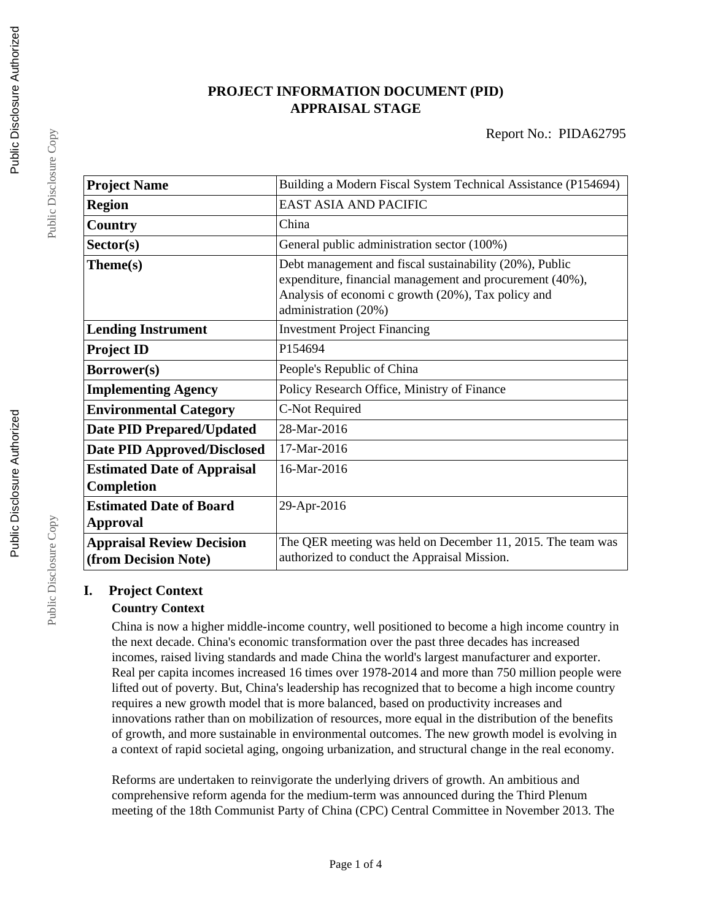# PROJECT INFORMATION DOCUMENT (PID)
# APPRAISAL STAGE

Report No.: PIDA62795

| Project Name | Building a Modern Fiscal System Technical Assistance (P154694) |
|---|---|
| Region | EAST ASIA AND PACIFIC |
| Country | China |
| Sector(s) | General public administration sector (100%) |
| Theme(s) | Debt management and fiscal sustainability (20%), Public expenditure, financial management and procurement (40%), Analysis of economi c growth (20%), Tax policy and administration (20%) |
| Lending Instrument | Investment Project Financing |
| Project ID | P154694 |
| Borrower(s) | People's Republic of China |
| Implementing Agency | Policy Research Office, Ministry of Finance |
| Environmental Category | C-Not Required |
| Date PID Prepared/Updated | 28-Mar-2016 |
| Date PID Approved/Disclosed | 17-Mar-2016 |
| Estimated Date of Appraisal Completion | 16-Mar-2016 |
| Estimated Date of Board Approval | 29-Apr-2016 |
| Appraisal Review Decision (from Decision Note) | The QER meeting was held on December 11, 2015. The team was authorized to conduct the Appraisal Mission. |

## I. Project Context

### Country Context

China is now a higher middle-income country, well positioned to become a high income country in the next decade. China's economic transformation over the past three decades has increased incomes, raised living standards and made China the world's largest manufacturer and exporter. Real per capita incomes increased 16 times over 1978-2014 and more than 750 million people were lifted out of poverty. But, China's leadership has recognized that to become a high income country requires a new growth model that is more balanced, based on productivity increases and innovations rather than on mobilization of resources, more equal in the distribution of the benefits of growth, and more sustainable in environmental outcomes. The new growth model is evolving in a context of rapid societal aging, ongoing urbanization, and structural change in the real economy.

Reforms are undertaken to reinvigorate the underlying drivers of growth. An ambitious and comprehensive reform agenda for the medium-term was announced during the Third Plenum meeting of the 18th Communist Party of China (CPC) Central Committee in November 2013. The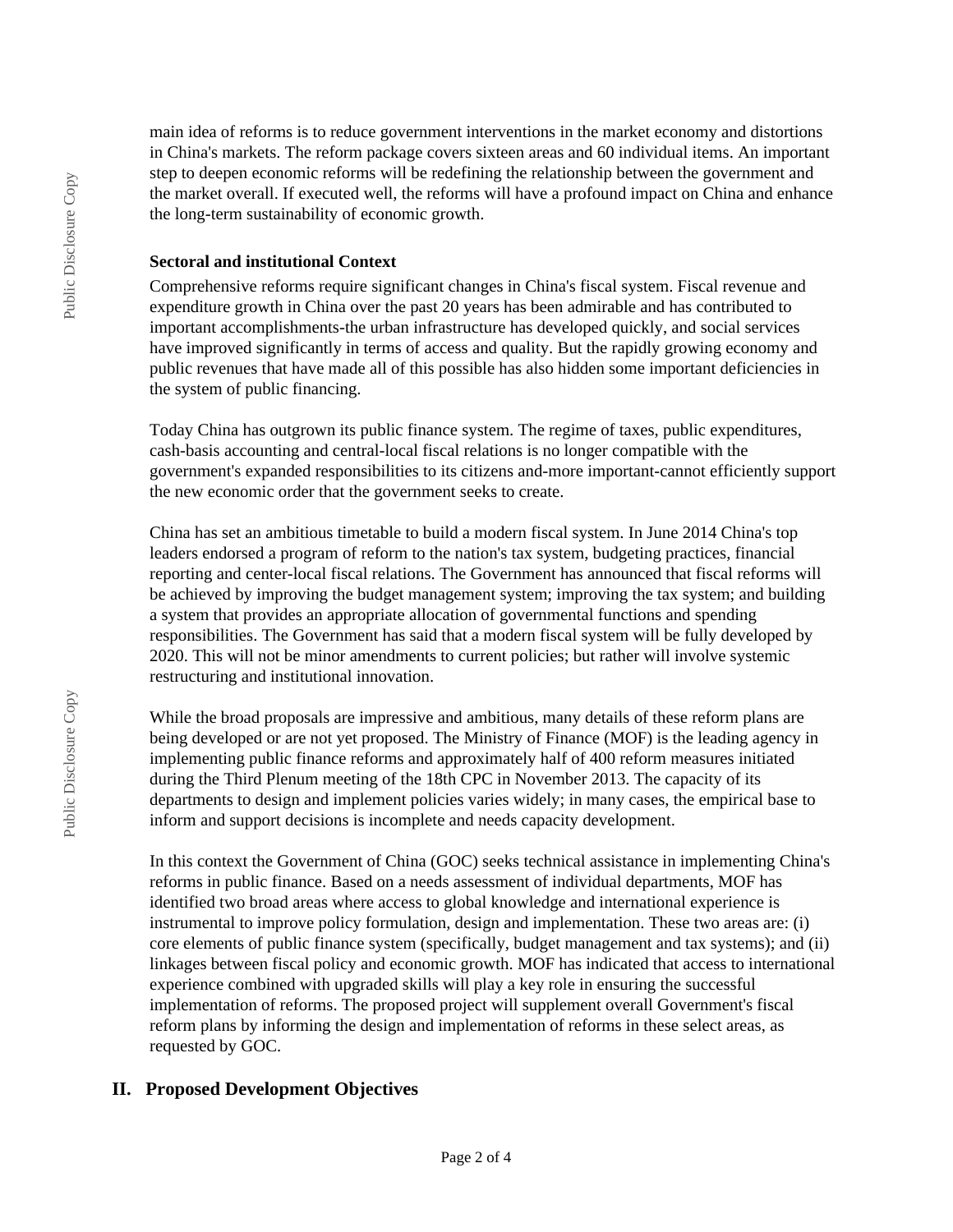main idea of reforms is to reduce government interventions in the market economy and distortions in China's markets. The reform package covers sixteen areas and 60 individual items. An important step to deepen economic reforms will be redefining the relationship between the government and the market overall. If executed well, the reforms will have a profound impact on China and enhance the long-term sustainability of economic growth.

**Sectoral and institutional Context**

Comprehensive reforms require significant changes in China's fiscal system. Fiscal revenue and expenditure growth in China over the past 20 years has been admirable and has contributed to important accomplishments-the urban infrastructure has developed quickly, and social services have improved significantly in terms of access and quality. But the rapidly growing economy and public revenues that have made all of this possible has also hidden some important deficiencies in the system of public financing.

Today China has outgrown its public finance system. The regime of taxes, public expenditures, cash-basis accounting and central-local fiscal relations is no longer compatible with the government's expanded responsibilities to its citizens and-more important-cannot efficiently support the new economic order that the government seeks to create.

China has set an ambitious timetable to build a modern fiscal system. In June 2014 China's top leaders endorsed a program of reform to the nation's tax system, budgeting practices, financial reporting and center-local fiscal relations. The Government has announced that fiscal reforms will be achieved by improving the budget management system; improving the tax system; and building a system that provides an appropriate allocation of governmental functions and spending responsibilities. The Government has said that a modern fiscal system will be fully developed by 2020. This will not be minor amendments to current policies; but rather will involve systemic restructuring and institutional innovation.

While the broad proposals are impressive and ambitious, many details of these reform plans are being developed or are not yet proposed. The Ministry of Finance (MOF) is the leading agency in implementing public finance reforms and approximately half of 400 reform measures initiated during the Third Plenum meeting of the 18th CPC in November 2013. The capacity of its departments to design and implement policies varies widely; in many cases, the empirical base to inform and support decisions is incomplete and needs capacity development.

In this context the Government of China (GOC) seeks technical assistance in implementing China's reforms in public finance. Based on a needs assessment of individual departments, MOF has identified two broad areas where access to global knowledge and international experience is instrumental to improve policy formulation, design and implementation. These two areas are: (i) core elements of public finance system (specifically, budget management and tax systems); and (ii) linkages between fiscal policy and economic growth. MOF has indicated that access to international experience combined with upgraded skills will play a key role in ensuring the successful implementation of reforms. The proposed project will supplement overall Government's fiscal reform plans by informing the design and implementation of reforms in these select areas, as requested by GOC.

## II. Proposed Development Objectives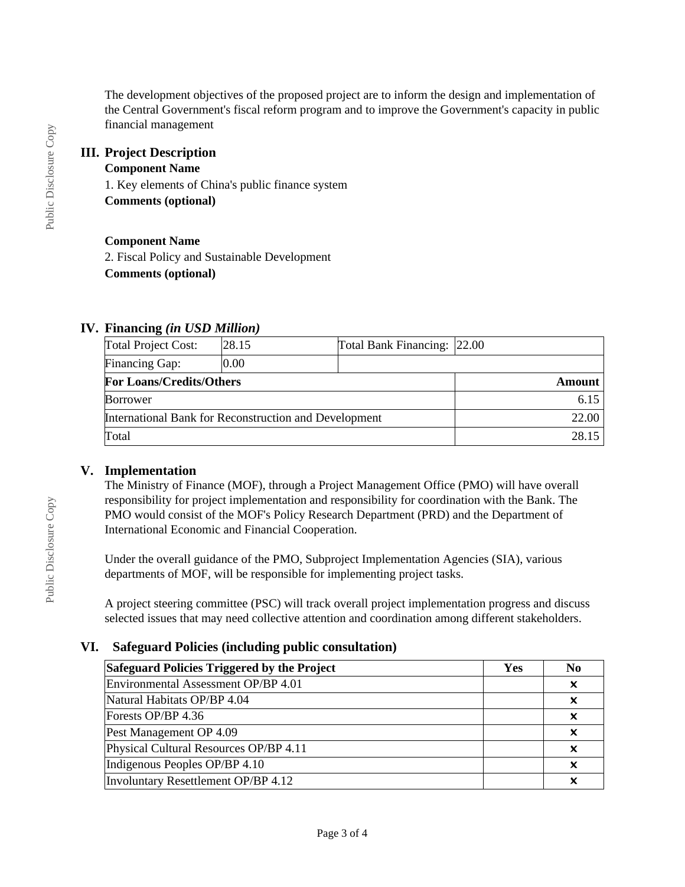The development objectives of the proposed project are to inform the design and implementation of the Central Government's fiscal reform program and to improve the Government's capacity in public financial management

## III. Project Description

**Component Name**

1. Key elements of China's public finance system

**Comments (optional)**

**Component Name**

2. Fiscal Policy and Sustainable Development

**Comments (optional)**

## IV. Financing *(in USD Million)*

| Total Project Cost: | 28.15 | Total Bank Financing: | 22.00 |
|---|---|---|---|
| Financing Gap: | 0.00 | | |

| For Loans/Credits/Others | Amount |
|---|---|
| Borrower | 6.15 |
| International Bank for Reconstruction and Development | 22.00 |
| Total | 28.15 |

## V. Implementation

The Ministry of Finance (MOF), through a Project Management Office (PMO) will have overall responsibility for project implementation and responsibility for coordination with the Bank. The PMO would consist of the MOF's Policy Research Department (PRD) and the Department of International Economic and Financial Cooperation.

Under the overall guidance of the PMO, Subproject Implementation Agencies (SIA), various departments of MOF, will be responsible for implementing project tasks.

A project steering committee (PSC) will track overall project implementation progress and discuss selected issues that may need collective attention and coordination among different stakeholders.

## VI. Safeguard Policies (including public consultation)

| Safeguard Policies Triggered by the Project | Yes | No |
|---|---|---|
| Environmental Assessment OP/BP 4.01 | | ✕ |
| Natural Habitats OP/BP 4.04 | | ✕ |
| Forests OP/BP 4.36 | | ✕ |
| Pest Management OP 4.09 | | ✕ |
| Physical Cultural Resources OP/BP 4.11 | | ✕ |
| Indigenous Peoples OP/BP 4.10 | | ✕ |
| Involuntary Resettlement OP/BP 4.12 | | ✕ |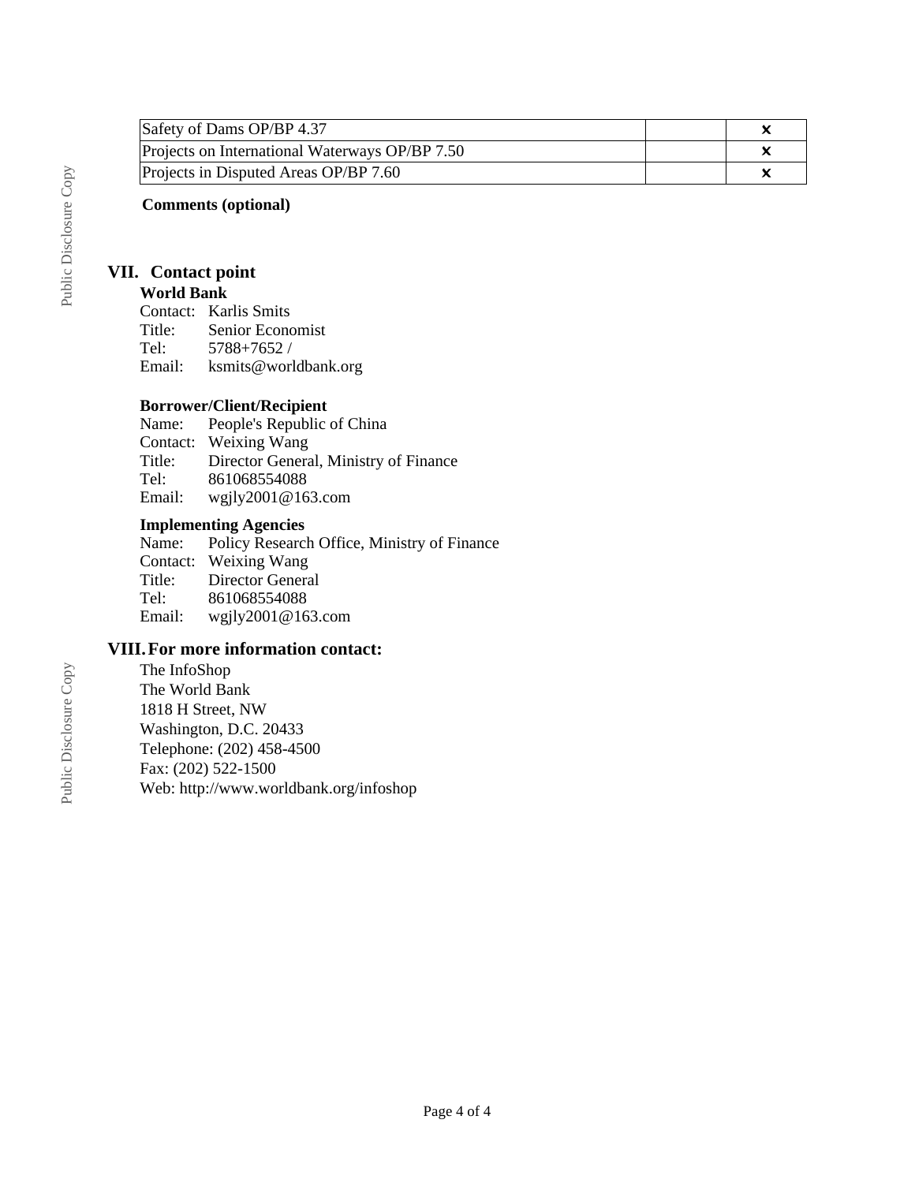| | | |
|---|---|---|
| Safety of Dams OP/BP 4.37 | | x |
| Projects on International Waterways OP/BP 7.50 | | x |
| Projects in Disputed Areas OP/BP 7.60 | | x |

**Comments (optional)**

## VII. Contact point

**World Bank**

Contact: Karlis Smits
Title: Senior Economist
Tel: 5788+7652 /
Email: ksmits@worldbank.org

**Borrower/Client/Recipient**

Name: People's Republic of China
Contact: Weixing Wang
Title: Director General, Ministry of Finance
Tel: 861068554088
Email: wgjly2001@163.com

**Implementing Agencies**

Name: Policy Research Office, Ministry of Finance
Contact: Weixing Wang
Title: Director General
Tel: 861068554088
Email: wgjly2001@163.com

## VIII. For more information contact:

The InfoShop
The World Bank
1818 H Street, NW
Washington, D.C. 20433
Telephone: (202) 458-4500
Fax: (202) 522-1500
Web: http://www.worldbank.org/infoshop